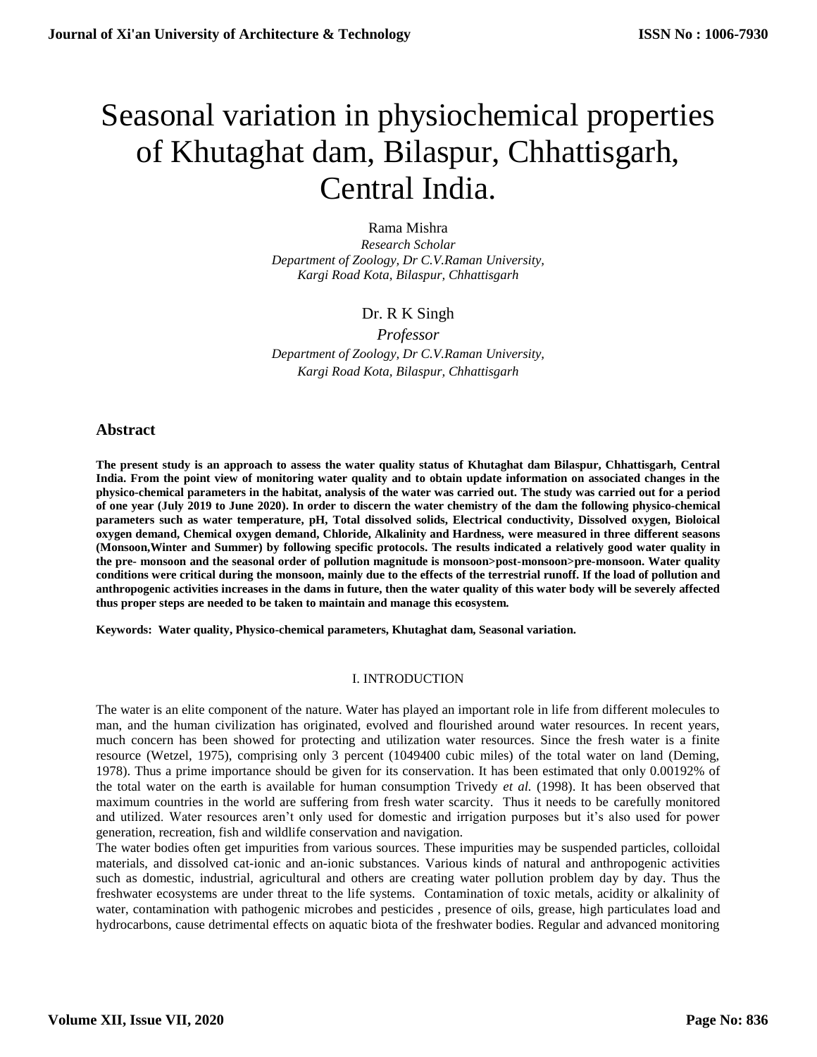# Seasonal variation in physiochemical properties of Khutaghat dam, Bilaspur, Chhattisgarh, Central India.

Rama Mishra
*Research Scholar*
*Department of Zoology, Dr C.V.Raman University,*
*Kargi Road Kota, Bilaspur, Chhattisgarh*

Dr. R K Singh
*Professor*
*Department of Zoology, Dr C.V.Raman University,*
*Kargi Road Kota, Bilaspur, Chhattisgarh*

## Abstract

**The present study is an approach to assess the water quality status of Khutaghat dam Bilaspur, Chhattisgarh, Central India. From the point view of monitoring water quality and to obtain update information on associated changes in the physico-chemical parameters in the habitat, analysis of the water was carried out. The study was carried out for a period of one year (July 2019 to June 2020). In order to discern the water chemistry of the dam the following physico-chemical parameters such as water temperature, pH, Total dissolved solids, Electrical conductivity, Dissolved oxygen, Bioloical oxygen demand, Chemical oxygen demand, Chloride, Alkalinity and Hardness, were measured in three different seasons (Monsoon,Winter and Summer) by following specific protocols. The results indicated a relatively good water quality in the pre- monsoon and the seasonal order of pollution magnitude is monsoon>post-monsoon>pre-monsoon. Water quality conditions were critical during the monsoon, mainly due to the effects of the terrestrial runoff. If the load of pollution and anthropogenic activities increases in the dams in future, then the water quality of this water body will be severely affected thus proper steps are needed to be taken to maintain and manage this ecosystem.**

**Keywords: Water quality, Physico-chemical parameters, Khutaghat dam, Seasonal variation.**

## I. INTRODUCTION

The water is an elite component of the nature. Water has played an important role in life from different molecules to man, and the human civilization has originated, evolved and flourished around water resources. In recent years, much concern has been showed for protecting and utilization water resources. Since the fresh water is a finite resource (Wetzel, 1975), comprising only 3 percent (1049400 cubic miles) of the total water on land (Deming, 1978). Thus a prime importance should be given for its conservation. It has been estimated that only 0.00192% of the total water on the earth is available for human consumption Trivedy *et al.* (1998). It has been observed that maximum countries in the world are suffering from fresh water scarcity. Thus it needs to be carefully monitored and utilized. Water resources aren't only used for domestic and irrigation purposes but it's also used for power generation, recreation, fish and wildlife conservation and navigation.

The water bodies often get impurities from various sources. These impurities may be suspended particles, colloidal materials, and dissolved cat-ionic and an-ionic substances. Various kinds of natural and anthropogenic activities such as domestic, industrial, agricultural and others are creating water pollution problem day by day. Thus the freshwater ecosystems are under threat to the life systems. Contamination of toxic metals, acidity or alkalinity of water, contamination with pathogenic microbes and pesticides , presence of oils, grease, high particulates load and hydrocarbons, cause detrimental effects on aquatic biota of the freshwater bodies. Regular and advanced monitoring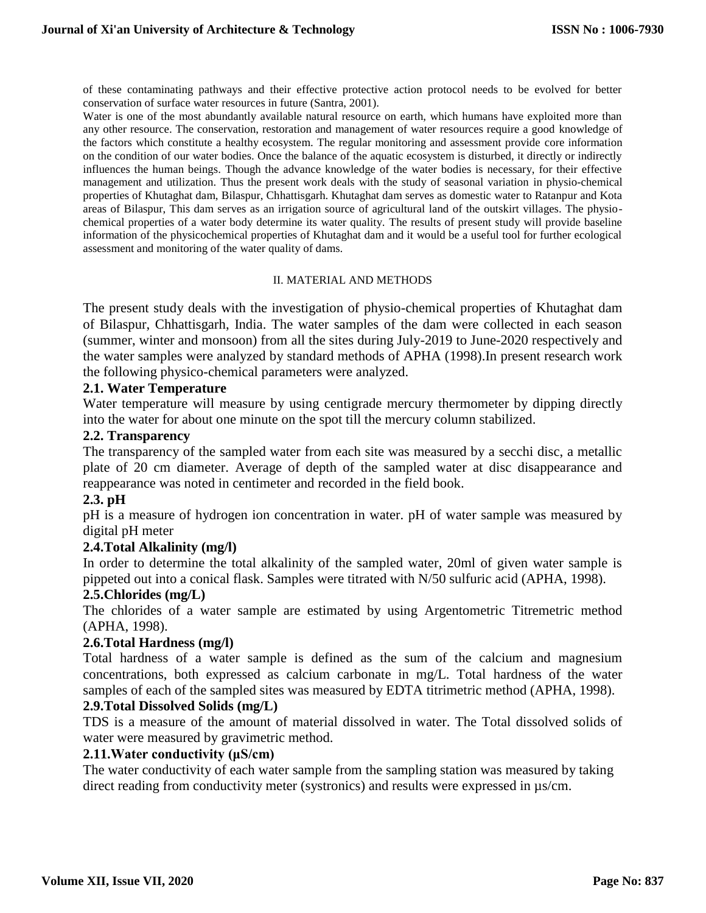of these contaminating pathways and their effective protective action protocol needs to be evolved for better conservation of surface water resources in future (Santra, 2001).

Water is one of the most abundantly available natural resource on earth, which humans have exploited more than any other resource. The conservation, restoration and management of water resources require a good knowledge of the factors which constitute a healthy ecosystem. The regular monitoring and assessment provide core information on the condition of our water bodies. Once the balance of the aquatic ecosystem is disturbed, it directly or indirectly influences the human beings. Though the advance knowledge of the water bodies is necessary, for their effective management and utilization. Thus the present work deals with the study of seasonal variation in physio-chemical properties of Khutaghat dam, Bilaspur, Chhattisgarh. Khutaghat dam serves as domestic water to Ratanpur and Kota areas of Bilaspur, This dam serves as an irrigation source of agricultural land of the outskirt villages. The physio-chemical properties of a water body determine its water quality. The results of present study will provide baseline information of the physicochemical properties of Khutaghat dam and it would be a useful tool for further ecological assessment and monitoring of the water quality of dams.

## II. MATERIAL AND METHODS

The present study deals with the investigation of physio-chemical properties of Khutaghat dam of Bilaspur, Chhattisgarh, India. The water samples of the dam were collected in each season (summer, winter and monsoon) from all the sites during July-2019 to June-2020 respectively and the water samples were analyzed by standard methods of APHA (1998).In present research work the following physico-chemical parameters were analyzed.

### 2.1. Water Temperature

Water temperature will measure by using centigrade mercury thermometer by dipping directly into the water for about one minute on the spot till the mercury column stabilized.

### 2.2. Transparency

The transparency of the sampled water from each site was measured by a secchi disc, a metallic plate of 20 cm diameter. Average of depth of the sampled water at disc disappearance and reappearance was noted in centimeter and recorded in the field book.

### 2.3. pH

pH is a measure of hydrogen ion concentration in water. pH of water sample was measured by digital pH meter

### 2.4.Total Alkalinity (mg/l)

In order to determine the total alkalinity of the sampled water, 20ml of given water sample is pippeted out into a conical flask. Samples were titrated with N/50 sulfuric acid (APHA, 1998).

### 2.5.Chlorides (mg/L)

The chlorides of a water sample are estimated by using Argentometric Titremetric method (APHA, 1998).

### 2.6.Total Hardness (mg/l)

Total hardness of a water sample is defined as the sum of the calcium and magnesium concentrations, both expressed as calcium carbonate in mg/L. Total hardness of the water samples of each of the sampled sites was measured by EDTA titrimetric method (APHA, 1998).

### 2.9.Total Dissolved Solids (mg/L)

TDS is a measure of the amount of material dissolved in water. The Total dissolved solids of water were measured by gravimetric method.

### 2.11.Water conductivity (µS/cm)

The water conductivity of each water sample from the sampling station was measured by taking direct reading from conductivity meter (systronics) and results were expressed in µs/cm.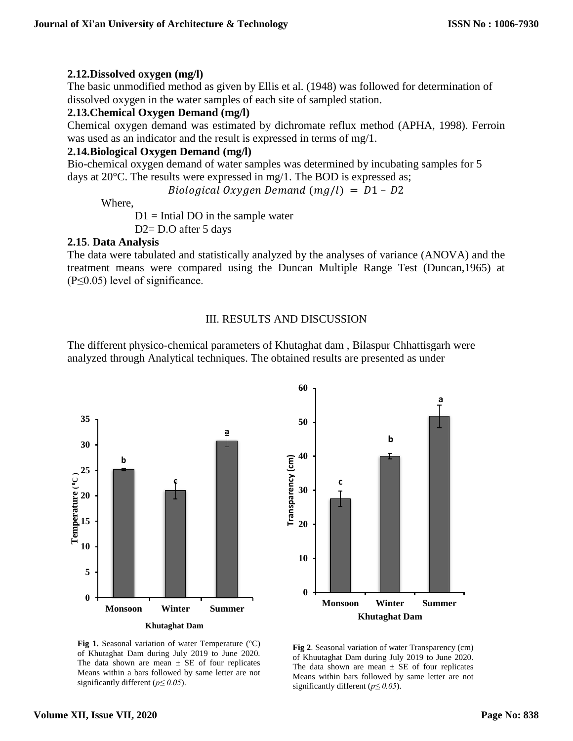### 2.12.Dissolved oxygen (mg/l)

The basic unmodified method as given by Ellis et al. (1948) was followed for determination of dissolved oxygen in the water samples of each site of sampled station.

### 2.13.Chemical Oxygen Demand (mg/l)

Chemical oxygen demand was estimated by dichromate reflux method (APHA, 1998). Ferroin was used as an indicator and the result is expressed in terms of mg/1.

### 2.14.Biological Oxygen Demand (mg/l)

Bio-chemical oxygen demand of water samples was determined by incubating samples for 5 days at 20°C. The results were expressed in mg/1. The BOD is expressed as;

$$Biological\ Oxygen\ Demand\ (mg/l)\ =\ D1 - D2$$

Where,

D1 = Intial DO in the sample water

D2= D.O after 5 days

### 2.15. Data Analysis

The data were tabulated and statistically analyzed by the analyses of variance (ANOVA) and the treatment means were compared using the Duncan Multiple Range Test (Duncan,1965) at (P≤0.05) level of significance.

## III. RESULTS AND DISCUSSION

The different physico-chemical parameters of Khutaghat dam , Bilaspur Chhattisgarh were analyzed through Analytical techniques. The obtained results are presented as under

**Fig 1.** Seasonal variation of water Temperature (°C) of Khutaghat Dam during July 2019 to June 2020. The data shown are mean ± SE of four replicates Means within a bars followed by same letter are not significantly different (*p≤ 0.05*).

**Fig 2**. Seasonal variation of water Transparency (cm) of Khuutaghat Dam during July 2019 to June 2020. The data shown are mean ± SE of four replicates Means within bars followed by same letter are not significantly different (*p≤ 0.05*).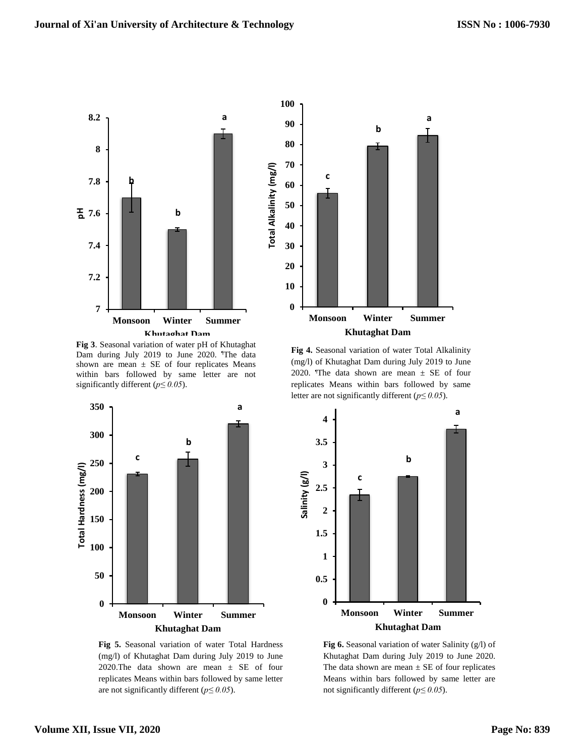**Fig 3**. Seasonal variation of water pH of Khutaghat Dam during July 2019 to June 2020. The data shown are mean ± SE of four replicates Means within bars followed by same letter are not significantly different ($p \leq 0.05$).

**Fig 4.** Seasonal variation of water Total Alkalinity (mg/l) of Khutaghat Dam during July 2019 to June 2020. The data shown are mean ± SE of four replicates Means within bars followed by same letter are not significantly different ($p \leq 0.05$).

**Fig 5.** Seasonal variation of water Total Hardness (mg/l) of Khutaghat Dam during July 2019 to June 2020.The data shown are mean ± SE of four replicates Means within bars followed by same letter are not significantly different ($p \leq 0.05$).

**Fig 6.** Seasonal variation of water Salinity (g/l) of Khutaghat Dam during July 2019 to June 2020. The data shown are mean ± SE of four replicates Means within bars followed by same letter are not significantly different ($p \leq 0.05$).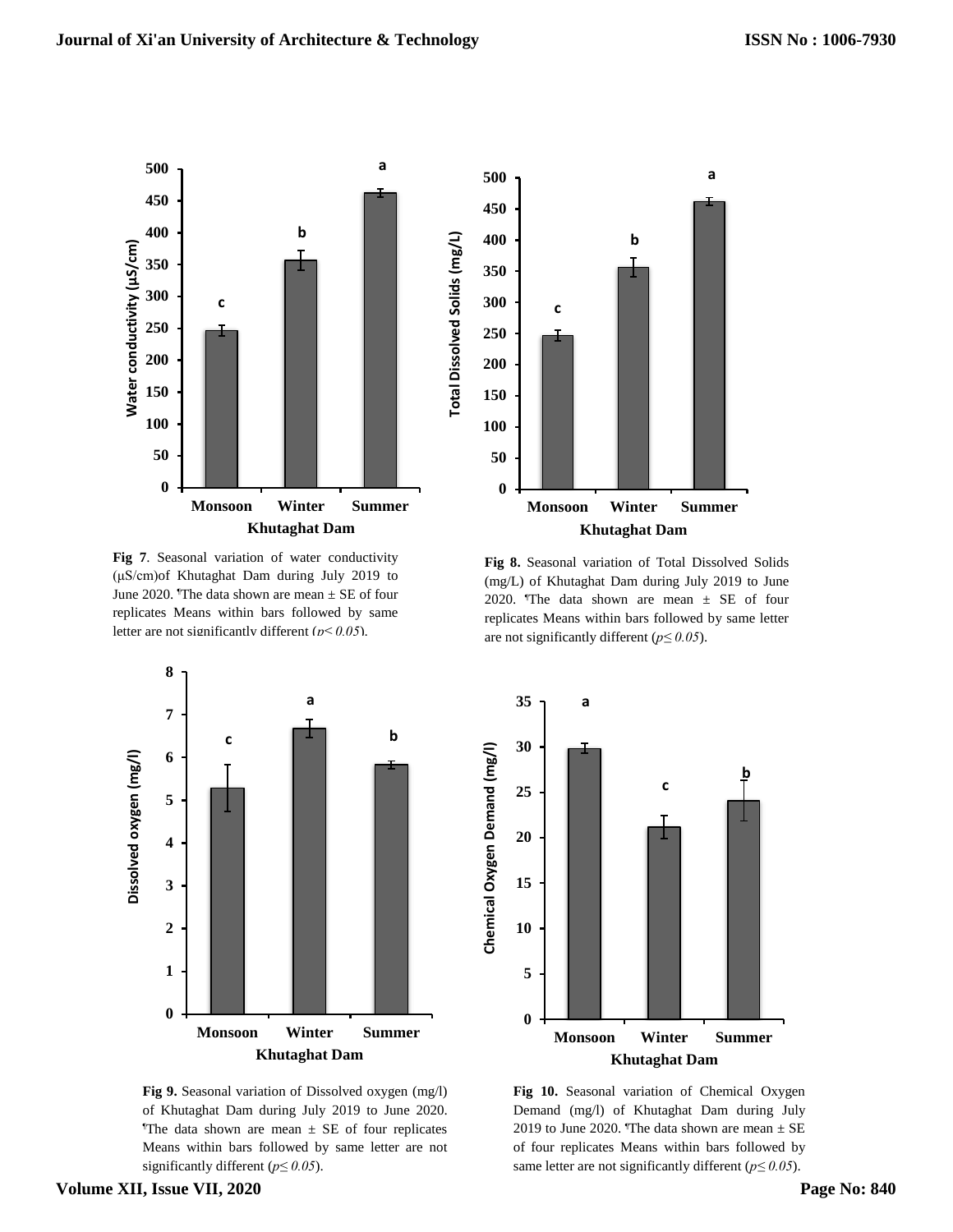**Fig 7**. Seasonal variation of water conductivity (μS/cm)of Khutaghat Dam during July 2019 to June 2020. ¶The data shown are mean ± SE of four replicates Means within bars followed by same letter are not significantly different (*p≤ 0.05*).

**Fig 8.** Seasonal variation of Total Dissolved Solids (mg/L) of Khutaghat Dam during July 2019 to June 2020. ¶The data shown are mean ± SE of four replicates Means within bars followed by same letter are not significantly different (*p≤ 0.05*).

**Fig 9.** Seasonal variation of Dissolved oxygen (mg/l) of Khutaghat Dam during July 2019 to June 2020. ¶The data shown are mean ± SE of four replicates Means within bars followed by same letter are not significantly different (*p≤ 0.05*).

**Fig 10.** Seasonal variation of Chemical Oxygen Demand (mg/l) of Khutaghat Dam during July 2019 to June 2020. ¶The data shown are mean ± SE of four replicates Means within bars followed by same letter are not significantly different (*p≤ 0.05*).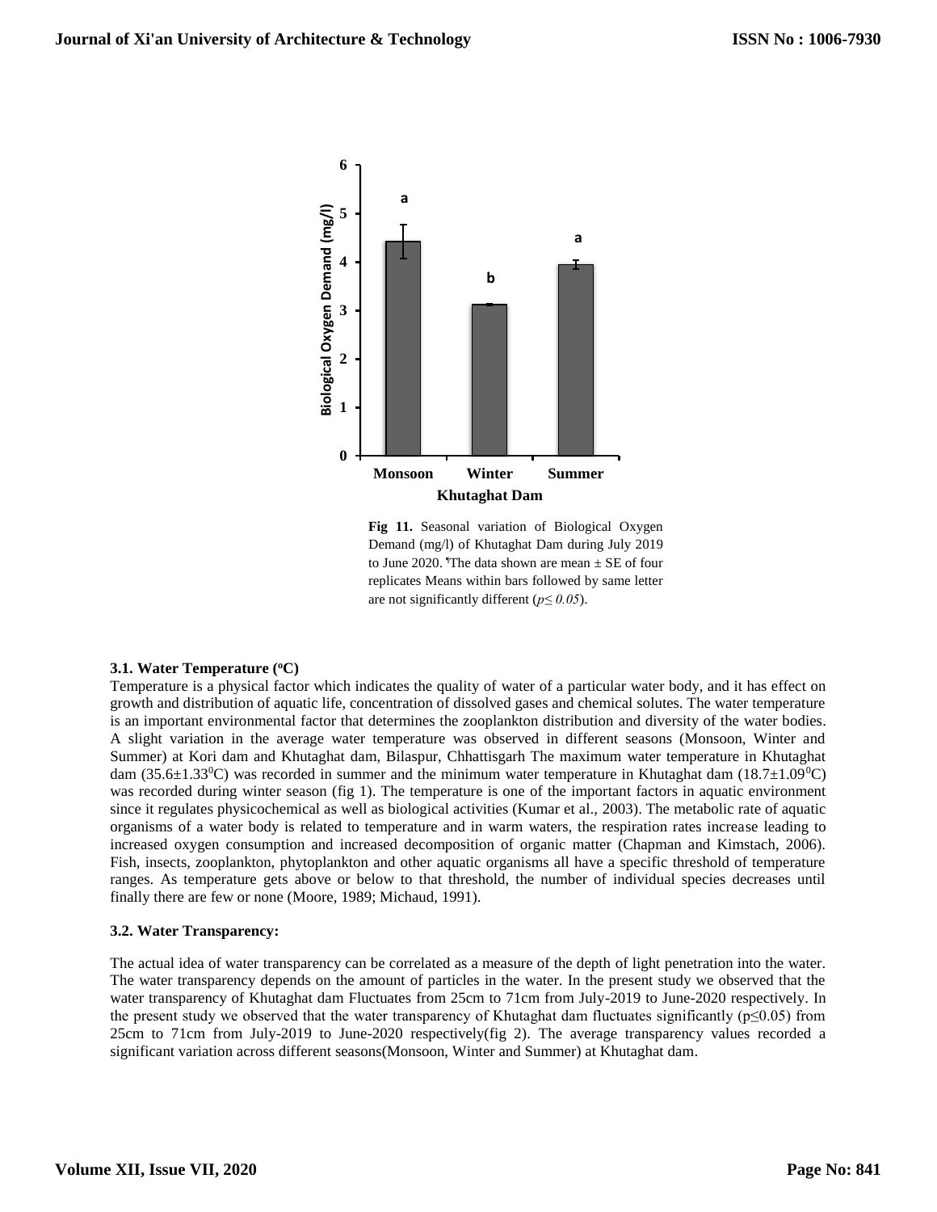Fig 11. Seasonal variation of Biological Oxygen Demand (mg/l) of Khutaghat Dam during July 2019 to June 2020. ¶The data shown are mean ± SE of four replicates Means within bars followed by same letter are not significantly different (*p≤ 0.05*).

### 3.1. Water Temperature (°C)

Temperature is a physical factor which indicates the quality of water of a particular water body, and it has effect on growth and distribution of aquatic life, concentration of dissolved gases and chemical solutes. The water temperature is an important environmental factor that determines the zooplankton distribution and diversity of the water bodies. A slight variation in the average water temperature was observed in different seasons (Monsoon, Winter and Summer) at Kori dam and Khutaghat dam, Bilaspur, Chhattisgarh The maximum water temperature in Khutaghat dam ($35.6\pm1.33^0$C) was recorded in summer and the minimum water temperature in Khutaghat dam ($18.7\pm1.09^0$C) was recorded during winter season (fig 1). The temperature is one of the important factors in aquatic environment since it regulates physicochemical as well as biological activities (Kumar et al., 2003). The metabolic rate of aquatic organisms of a water body is related to temperature and in warm waters, the respiration rates increase leading to increased oxygen consumption and increased decomposition of organic matter (Chapman and Kimstach, 2006). Fish, insects, zooplankton, phytoplankton and other aquatic organisms all have a specific threshold of temperature ranges. As temperature gets above or below to that threshold, the number of individual species decreases until finally there are few or none (Moore, 1989; Michaud, 1991).

### 3.2. Water Transparency:

The actual idea of water transparency can be correlated as a measure of the depth of light penetration into the water. The water transparency depends on the amount of particles in the water. In the present study we observed that the water transparency of Khutaghat dam Fluctuates from 25cm to 71cm from July-2019 to June-2020 respectively. In the present study we observed that the water transparency of Khutaghat dam fluctuates significantly ($p\leq0.05$) from 25cm to 71cm from July-2019 to June-2020 respectively(fig 2). The average transparency values recorded a significant variation across different seasons(Monsoon, Winter and Summer) at Khutaghat dam.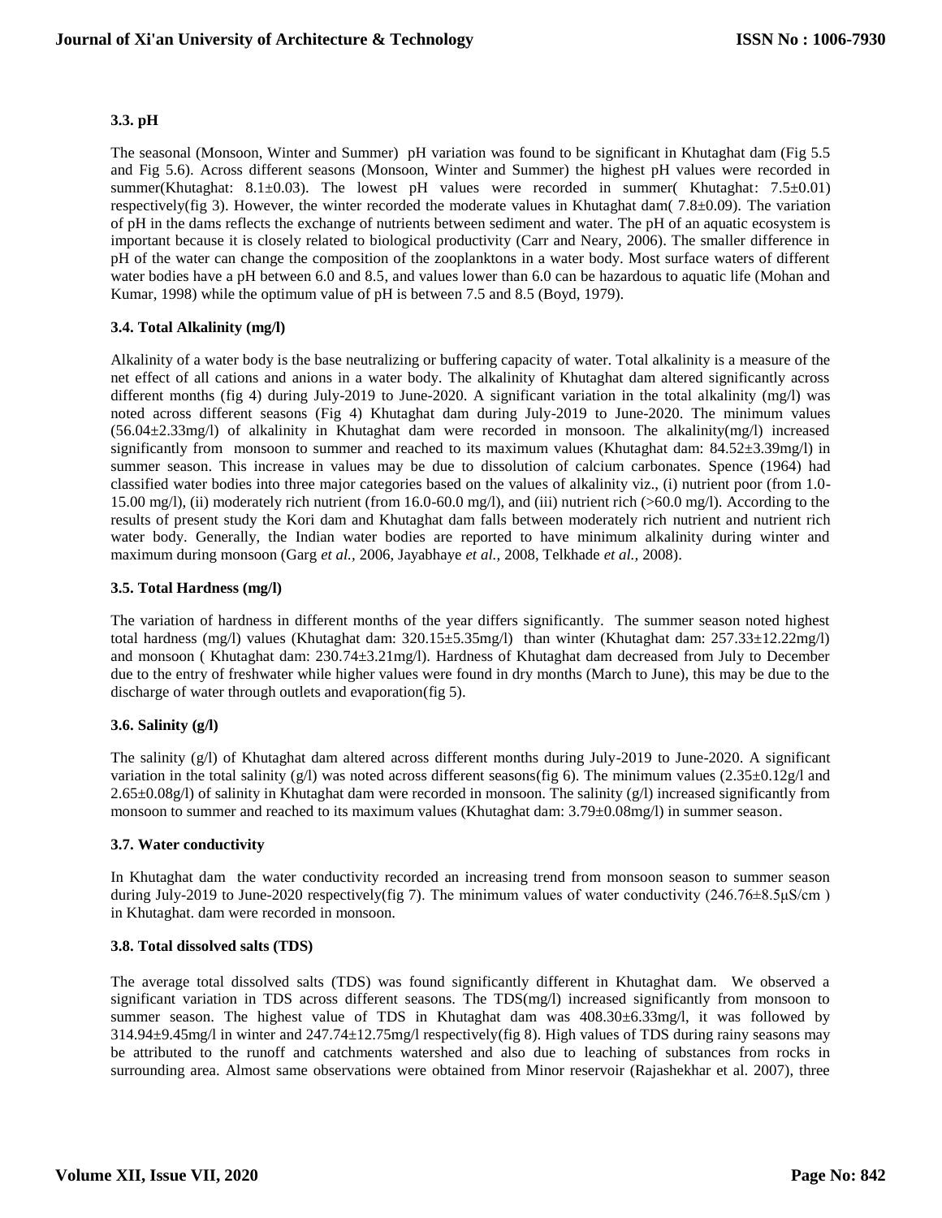### 3.3. pH

The seasonal (Monsoon, Winter and Summer) pH variation was found to be significant in Khutaghat dam (Fig 5.5 and Fig 5.6). Across different seasons (Monsoon, Winter and Summer) the highest pH values were recorded in summer(Khutaghat: 8.1±0.03). The lowest pH values were recorded in summer( Khutaghat: 7.5±0.01) respectively(fig 3). However, the winter recorded the moderate values in Khutaghat dam( 7.8±0.09). The variation of pH in the dams reflects the exchange of nutrients between sediment and water. The pH of an aquatic ecosystem is important because it is closely related to biological productivity (Carr and Neary, 2006). The smaller difference in pH of the water can change the composition of the zooplanktons in a water body. Most surface waters of different water bodies have a pH between 6.0 and 8.5, and values lower than 6.0 can be hazardous to aquatic life (Mohan and Kumar, 1998) while the optimum value of pH is between 7.5 and 8.5 (Boyd, 1979).

### 3.4. Total Alkalinity (mg/l)

Alkalinity of a water body is the base neutralizing or buffering capacity of water. Total alkalinity is a measure of the net effect of all cations and anions in a water body. The alkalinity of Khutaghat dam altered significantly across different months (fig 4) during July-2019 to June-2020. A significant variation in the total alkalinity (mg/l) was noted across different seasons (Fig 4) Khutaghat dam during July-2019 to June-2020. The minimum values (56.04±2.33mg/l) of alkalinity in Khutaghat dam were recorded in monsoon. The alkalinity(mg/l) increased significantly from monsoon to summer and reached to its maximum values (Khutaghat dam: 84.52±3.39mg/l) in summer season. This increase in values may be due to dissolution of calcium carbonates. Spence (1964) had classified water bodies into three major categories based on the values of alkalinity viz., (i) nutrient poor (from 1.0-15.00 mg/l), (ii) moderately rich nutrient (from 16.0-60.0 mg/l), and (iii) nutrient rich (>60.0 mg/l). According to the results of present study the Kori dam and Khutaghat dam falls between moderately rich nutrient and nutrient rich water body. Generally, the Indian water bodies are reported to have minimum alkalinity during winter and maximum during monsoon (Garg *et al.,* 2006, Jayabhaye *et al.,* 2008, Telkhade *et al.,* 2008).

### 3.5. Total Hardness (mg/l)

The variation of hardness in different months of the year differs significantly. The summer season noted highest total hardness (mg/l) values (Khutaghat dam: 320.15±5.35mg/l) than winter (Khutaghat dam: 257.33±12.22mg/l) and monsoon ( Khutaghat dam: 230.74±3.21mg/l). Hardness of Khutaghat dam decreased from July to December due to the entry of freshwater while higher values were found in dry months (March to June), this may be due to the discharge of water through outlets and evaporation(fig 5).

### 3.6. Salinity (g/l)

The salinity (g/l) of Khutaghat dam altered across different months during July-2019 to June-2020. A significant variation in the total salinity (g/l) was noted across different seasons(fig 6). The minimum values (2.35±0.12g/l and 2.65±0.08g/l) of salinity in Khutaghat dam were recorded in monsoon. The salinity (g/l) increased significantly from monsoon to summer and reached to its maximum values (Khutaghat dam: 3.79±0.08mg/l) in summer season.

### 3.7. Water conductivity

In Khutaghat dam the water conductivity recorded an increasing trend from monsoon season to summer season during July-2019 to June-2020 respectively(fig 7). The minimum values of water conductivity (246.76±8.5μS/cm ) in Khutaghat. dam were recorded in monsoon.

### 3.8. Total dissolved salts (TDS)

The average total dissolved salts (TDS) was found significantly different in Khutaghat dam. We observed a significant variation in TDS across different seasons. The TDS(mg/l) increased significantly from monsoon to summer season. The highest value of TDS in Khutaghat dam was 408.30±6.33mg/l, it was followed by 314.94±9.45mg/l in winter and 247.74±12.75mg/l respectively(fig 8). High values of TDS during rainy seasons may be attributed to the runoff and catchments watershed and also due to leaching of substances from rocks in surrounding area. Almost same observations were obtained from Minor reservoir (Rajashekhar et al. 2007), three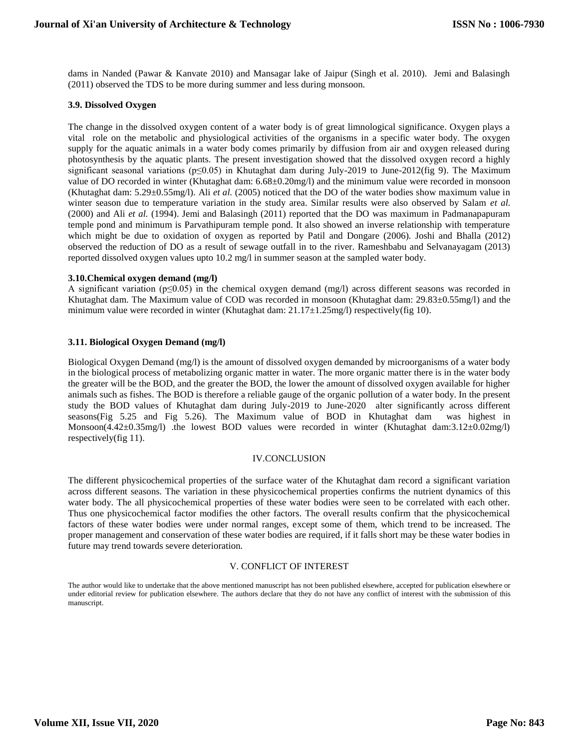dams in Nanded (Pawar & Kanvate 2010) and Mansagar lake of Jaipur (Singh et al. 2010). Jemi and Balasingh (2011) observed the TDS to be more during summer and less during monsoon.

### 3.9. Dissolved Oxygen

The change in the dissolved oxygen content of a water body is of great limnological significance. Oxygen plays a vital role on the metabolic and physiological activities of the organisms in a specific water body. The oxygen supply for the aquatic animals in a water body comes primarily by diffusion from air and oxygen released during photosynthesis by the aquatic plants. The present investigation showed that the dissolved oxygen record a highly significant seasonal variations ($p \leq 0.05$) in Khutaghat dam during July-2019 to June-2012(fig 9). The Maximum value of DO recorded in winter (Khutaghat dam: 6.68±0.20mg/l) and the minimum value were recorded in monsoon (Khutaghat dam: 5.29±0.55mg/l). Ali *et al.* (2005) noticed that the DO of the water bodies show maximum value in winter season due to temperature variation in the study area. Similar results were also observed by Salam *et al.* (2000) and Ali *et al.* (1994). Jemi and Balasingh (2011) reported that the DO was maximum in Padmanapapuram temple pond and minimum is Parvathipuram temple pond. It also showed an inverse relationship with temperature which might be due to oxidation of oxygen as reported by Patil and Dongare (2006). Joshi and Bhalla (2012) observed the reduction of DO as a result of sewage outfall in to the river. Rameshbabu and Selvanayagam (2013) reported dissolved oxygen values upto 10.2 mg/l in summer season at the sampled water body.

### 3.10.Chemical oxygen demand (mg/l)

A significant variation ($p \leq 0.05$) in the chemical oxygen demand (mg/l) across different seasons was recorded in Khutaghat dam. The Maximum value of COD was recorded in monsoon (Khutaghat dam: 29.83±0.55mg/l) and the minimum value were recorded in winter (Khutaghat dam: 21.17±1.25mg/l) respectively(fig 10).

### 3.11. Biological Oxygen Demand (mg/l)

Biological Oxygen Demand (mg/l) is the amount of dissolved oxygen demanded by microorganisms of a water body in the biological process of metabolizing organic matter in water. The more organic matter there is in the water body the greater will be the BOD, and the greater the BOD, the lower the amount of dissolved oxygen available for higher animals such as fishes. The BOD is therefore a reliable gauge of the organic pollution of a water body. In the present study the BOD values of Khutaghat dam during July-2019 to June-2020 alter significantly across different seasons(Fig 5.25 and Fig 5.26). The Maximum value of BOD in Khutaghat dam was highest in Monsoon(4.42±0.35mg/l) .the lowest BOD values were recorded in winter (Khutaghat dam:3.12±0.02mg/l) respectively(fig 11).

## IV.CONCLUSION

The different physicochemical properties of the surface water of the Khutaghat dam record a significant variation across different seasons. The variation in these physicochemical properties confirms the nutrient dynamics of this water body. The all physicochemical properties of these water bodies were seen to be correlated with each other. Thus one physicochemical factor modifies the other factors. The overall results confirm that the physicochemical factors of these water bodies were under normal ranges, except some of them, which trend to be increased. The proper management and conservation of these water bodies are required, if it falls short may be these water bodies in future may trend towards severe deterioration.

## V. CONFLICT OF INTEREST

The author would like to undertake that the above mentioned manuscript has not been published elsewhere, accepted for publication elsewhere or under editorial review for publication elsewhere. The authors declare that they do not have any conflict of interest with the submission of this manuscript.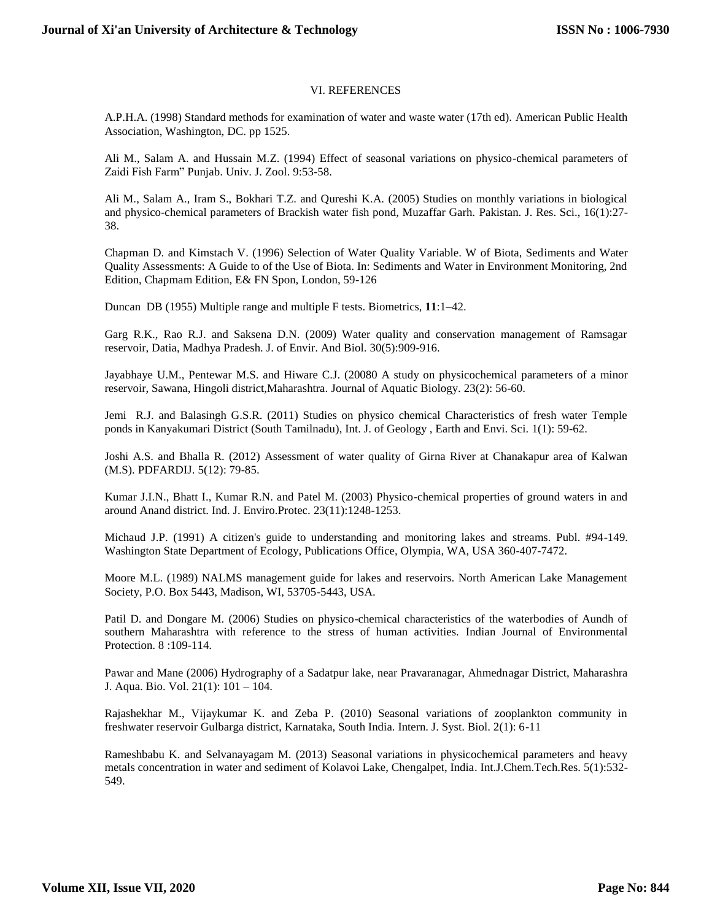## VI. REFERENCES

A.P.H.A. (1998) Standard methods for examination of water and waste water (17th ed). American Public Health Association, Washington, DC. pp 1525.

Ali M., Salam A. and Hussain M.Z. (1994) Effect of seasonal variations on physico-chemical parameters of Zaidi Fish Farm" Punjab. Univ. J. Zool. 9:53-58.

Ali M., Salam A., Iram S., Bokhari T.Z. and Qureshi K.A. (2005) Studies on monthly variations in biological and physico-chemical parameters of Brackish water fish pond, Muzaffar Garh. Pakistan. J. Res. Sci., 16(1):27-38.

Chapman D. and Kimstach V. (1996) Selection of Water Quality Variable. W of Biota, Sediments and Water Quality Assessments: A Guide to of the Use of Biota. In: Sediments and Water in Environment Monitoring, 2nd Edition, Chapmam Edition, E& FN Spon, London, 59-126

Duncan DB (1955) Multiple range and multiple F tests. Biometrics, **11**:1–42.

Garg R.K., Rao R.J. and Saksena D.N. (2009) Water quality and conservation management of Ramsagar reservoir, Datia, Madhya Pradesh. J. of Envir. And Biol. 30(5):909-916.

Jayabhaye U.M., Pentewar M.S. and Hiware C.J. (20080 A study on physicochemical parameters of a minor reservoir, Sawana, Hingoli district,Maharashtra. Journal of Aquatic Biology. 23(2): 56-60.

Jemi R.J. and Balasingh G.S.R. (2011) Studies on physico chemical Characteristics of fresh water Temple ponds in Kanyakumari District (South Tamilnadu), Int. J. of Geology , Earth and Envi. Sci. 1(1): 59-62.

Joshi A.S. and Bhalla R. (2012) Assessment of water quality of Girna River at Chanakapur area of Kalwan (M.S). PDFARDIJ. 5(12): 79-85.

Kumar J.I.N., Bhatt I., Kumar R.N. and Patel M. (2003) Physico-chemical properties of ground waters in and around Anand district. Ind. J. Enviro.Protec. 23(11):1248-1253.

Michaud J.P. (1991) A citizen's guide to understanding and monitoring lakes and streams. Publ. #94-149. Washington State Department of Ecology, Publications Office, Olympia, WA, USA 360-407-7472.

Moore M.L. (1989) NALMS management guide for lakes and reservoirs. North American Lake Management Society, P.O. Box 5443, Madison, WI, 53705-5443, USA.

Patil D. and Dongare M. (2006) Studies on physico-chemical characteristics of the waterbodies of Aundh of southern Maharashtra with reference to the stress of human activities. Indian Journal of Environmental Protection. 8 :109-114.

Pawar and Mane (2006) Hydrography of a Sadatpur lake, near Pravaranagar, Ahmednagar District, Maharashra J. Aqua. Bio. Vol. 21(1): 101 – 104.

Rajashekhar M., Vijaykumar K. and Zeba P. (2010) Seasonal variations of zooplankton community in freshwater reservoir Gulbarga district, Karnataka, South India. Intern. J. Syst. Biol. 2(1): 6-11

Rameshbabu K. and Selvanayagam M. (2013) Seasonal variations in physicochemical parameters and heavy metals concentration in water and sediment of Kolavoi Lake, Chengalpet, India. Int.J.Chem.Tech.Res. 5(1):532-549.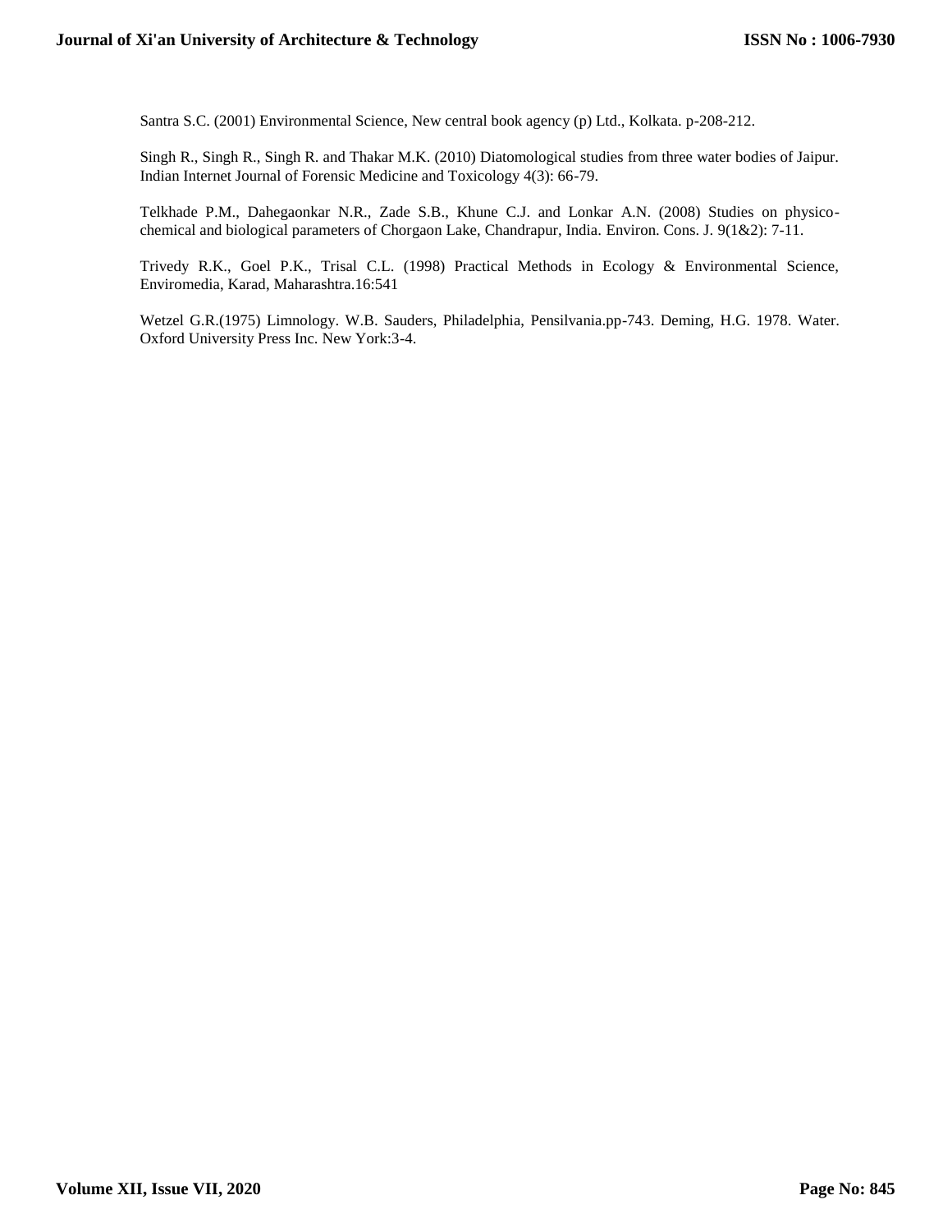Santra S.C. (2001) Environmental Science, New central book agency (p) Ltd., Kolkata. p-208-212.

Singh R., Singh R., Singh R. and Thakar M.K. (2010) Diatomological studies from three water bodies of Jaipur. Indian Internet Journal of Forensic Medicine and Toxicology 4(3): 66-79.

Telkhade P.M., Dahegaonkar N.R., Zade S.B., Khune C.J. and Lonkar A.N. (2008) Studies on physico-chemical and biological parameters of Chorgaon Lake, Chandrapur, India. Environ. Cons. J. 9(1&2): 7-11.

Trivedy R.K., Goel P.K., Trisal C.L. (1998) Practical Methods in Ecology & Environmental Science, Enviromedia, Karad, Maharashtra.16:541

Wetzel G.R.(1975) Limnology. W.B. Sauders, Philadelphia, Pensilvania.pp-743. Deming, H.G. 1978. Water. Oxford University Press Inc. New York:3-4.